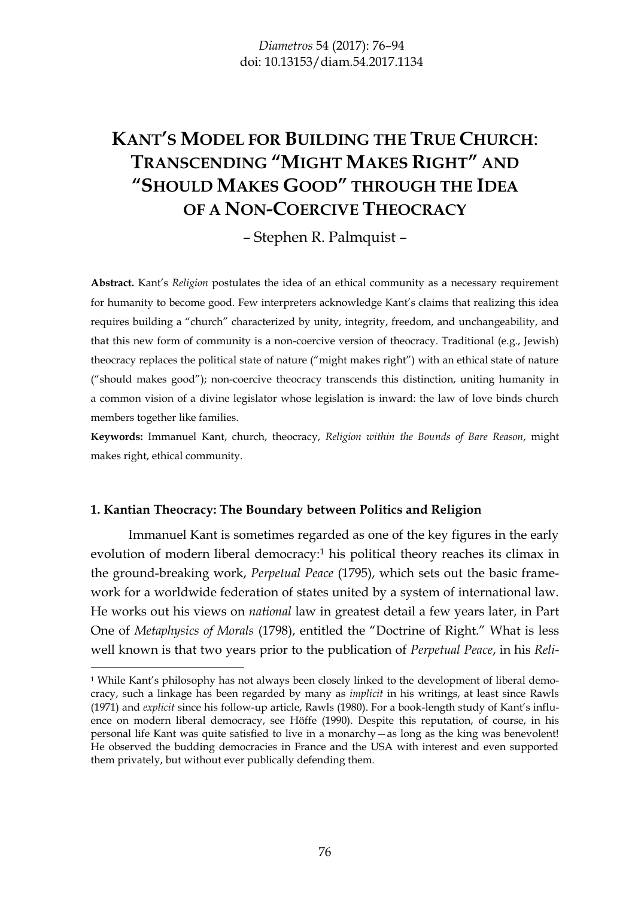# KANT'S MODEL FOR BUILDING THE TRUE CHURCH: TRANSCENDING "MIGHT MAKES RIGHT" AND "SHOULD MAKES GOOD" THROUGH THE IDEA OF A NON-COERCIVE THEOCRACY

– Stephen R. Palmquist –

**Abstract.** Kant's *Religion* postulates the idea of an ethical community as a necessary requirement for humanity to become good. Few interpreters acknowledge Kant's claims that realizing this idea requires building a "church" characterized by unity, integrity, freedom, and unchangeability, and that this new form of community is a non-coercive version of theocracy. Traditional (e.g., Jewish) theocracy replaces the political state of nature ("might makes right") with an ethical state of nature ("should makes good"); non-coercive theocracy transcends this distinction, uniting humanity in a common vision of a divine legislator whose legislation is inward: the law of love binds church members together like families.

**Keywords:** Immanuel Kant, church, theocracy, *Religion within the Bounds of Bare Reason*, might makes right, ethical community.

## 1. Kantian Theocracy: The Boundary between Politics and Religion

Immanuel Kant is sometimes regarded as one of the key figures in the early evolution of modern liberal democracy:[1] his political theory reaches its climax in the ground-breaking work, *Perpetual Peace* (1795), which sets out the basic framework for a worldwide federation of states united by a system of international law. He works out his views on *national* law in greatest detail a few years later, in Part One of *Metaphysics of Morals* (1798), entitled the "Doctrine of Right." What is less well known is that two years prior to the publication of *Perpetual Peace*, in his *Reli-*

[1] While Kant's philosophy has not always been closely linked to the development of liberal democracy, such a linkage has been regarded by many as *implicit* in his writings, at least since Rawls (1971) and *explicit* since his follow-up article, Rawls (1980). For a book-length study of Kant's influence on modern liberal democracy, see Höffe (1990). Despite this reputation, of course, in his personal life Kant was quite satisfied to live in a monarchy—as long as the king was benevolent! He observed the budding democracies in France and the USA with interest and even supported them privately, but without ever publically defending them.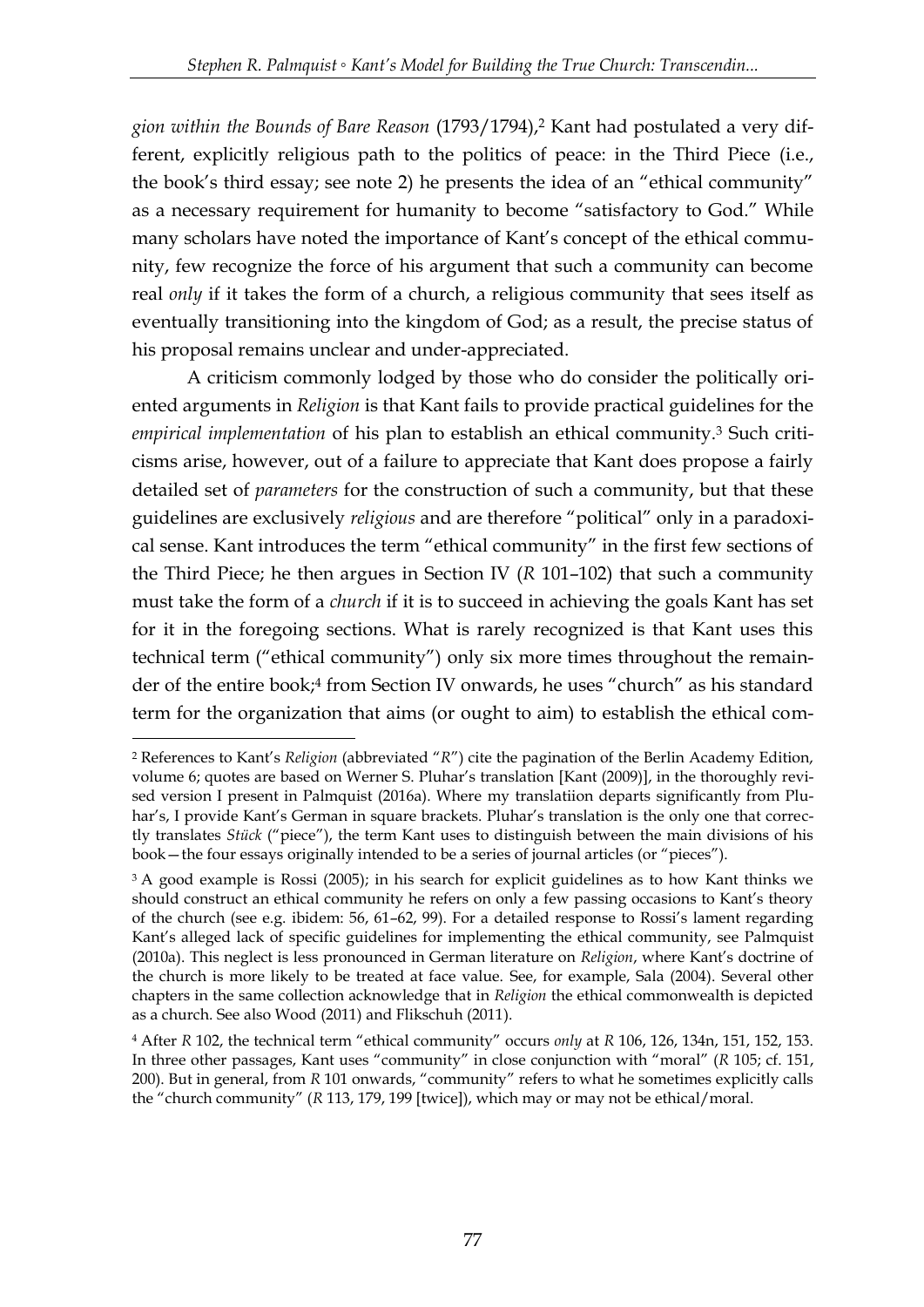*gion within the Bounds of Bare Reason* (1793/1794),[2] Kant had postulated a very different, explicitly religious path to the politics of peace: in the Third Piece (i.e., the book's third essay; see note 2) he presents the idea of an "ethical community" as a necessary requirement for humanity to become "satisfactory to God." While many scholars have noted the importance of Kant's concept of the ethical community, few recognize the force of his argument that such a community can become real *only* if it takes the form of a church, a religious community that sees itself as eventually transitioning into the kingdom of God; as a result, the precise status of his proposal remains unclear and under-appreciated.

A criticism commonly lodged by those who do consider the politically oriented arguments in *Religion* is that Kant fails to provide practical guidelines for the *empirical implementation* of his plan to establish an ethical community.[3] Such criticisms arise, however, out of a failure to appreciate that Kant does propose a fairly detailed set of *parameters* for the construction of such a community, but that these guidelines are exclusively *religious* and are therefore "political" only in a paradoxical sense. Kant introduces the term "ethical community" in the first few sections of the Third Piece; he then argues in Section IV (*R* 101–102) that such a community must take the form of a *church* if it is to succeed in achieving the goals Kant has set for it in the foregoing sections. What is rarely recognized is that Kant uses this technical term ("ethical community") only six more times throughout the remainder of the entire book;[4] from Section IV onwards, he uses "church" as his standard term for the organization that aims (or ought to aim) to establish the ethical com-

---

[2] References to Kant's *Religion* (abbreviated "*R*") cite the pagination of the Berlin Academy Edition, volume 6; quotes are based on Werner S. Pluhar's translation [Kant (2009)], in the thoroughly revised version I present in Palmquist (2016a). Where my translatiion departs significantly from Pluhar's, I provide Kant's German in square brackets. Pluhar's translation is the only one that correctly translates *Stück* ("piece"), the term Kant uses to distinguish between the main divisions of his book—the four essays originally intended to be a series of journal articles (or "pieces").

[3] A good example is Rossi (2005); in his search for explicit guidelines as to how Kant thinks we should construct an ethical community he refers on only a few passing occasions to Kant's theory of the church (see e.g. ibidem: 56, 61–62, 99). For a detailed response to Rossi's lament regarding Kant's alleged lack of specific guidelines for implementing the ethical community, see Palmquist (2010a). This neglect is less pronounced in German literature on *Religion*, where Kant's doctrine of the church is more likely to be treated at face value. See, for example, Sala (2004). Several other chapters in the same collection acknowledge that in *Religion* the ethical commonwealth is depicted as a church. See also Wood (2011) and Flikschuh (2011).

[4] After *R* 102, the technical term "ethical community" occurs *only* at *R* 106, 126, 134n, 151, 152, 153. In three other passages, Kant uses "community" in close conjunction with "moral" (*R* 105; cf. 151, 200). But in general, from *R* 101 onwards, "community" refers to what he sometimes explicitly calls the "church community" (*R* 113, 179, 199 [twice]), which may or may not be ethical/moral.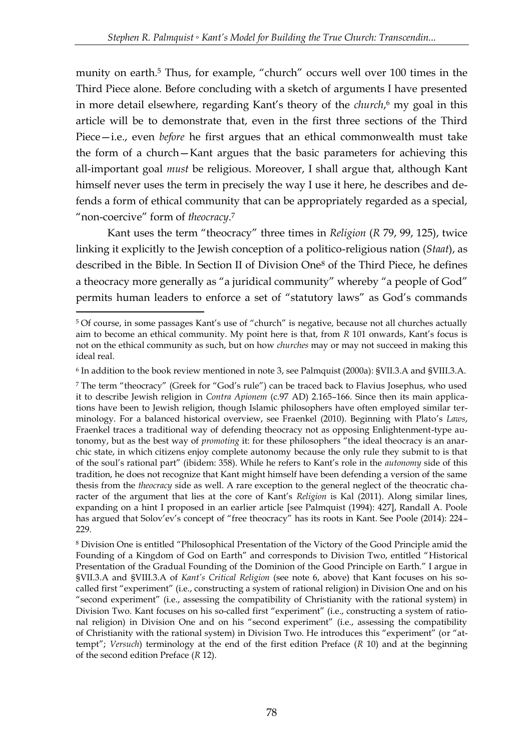munity on earth.[5] Thus, for example, "church" occurs well over 100 times in the Third Piece alone. Before concluding with a sketch of arguments I have presented in more detail elsewhere, regarding Kant's theory of the *church*,[6] my goal in this article will be to demonstrate that, even in the first three sections of the Third Piece—i.e., even *before* he first argues that an ethical commonwealth must take the form of a church—Kant argues that the basic parameters for achieving this all-important goal *must* be religious. Moreover, I shall argue that, although Kant himself never uses the term in precisely the way I use it here, he describes and defends a form of ethical community that can be appropriately regarded as a special, "non-coercive" form of *theocracy*.[7]

Kant uses the term "theocracy" three times in *Religion* (*R* 79, 99, 125), twice linking it explicitly to the Jewish conception of a politico-religious nation (*Staat*), as described in the Bible. In Section II of Division One[8] of the Third Piece, he defines a theocracy more generally as "a juridical community" whereby "a people of God" permits human leaders to enforce a set of "statutory laws" as God's commands

---

[5] Of course, in some passages Kant's use of "church" is negative, because not all churches actually aim to become an ethical community. My point here is that, from *R* 101 onwards, Kant's focus is not on the ethical community as such, but on how *churches* may or may not succeed in making this ideal real.

[6] In addition to the book review mentioned in note 3, see Palmquist (2000a): §VII.3.A and §VIII.3.A.

[7] The term "theocracy" (Greek for "God's rule") can be traced back to Flavius Josephus, who used it to describe Jewish religion in *Contra Apionem* (c.97 AD) 2.165–166. Since then its main applications have been to Jewish religion, though Islamic philosophers have often employed similar terminology. For a balanced historical overview, see Fraenkel (2010). Beginning with Plato's *Laws*, Fraenkel traces a traditional way of defending theocracy not as opposing Enlightenment-type autonomy, but as the best way of *promoting* it: for these philosophers "the ideal theocracy is an anarchic state, in which citizens enjoy complete autonomy because the only rule they submit to is that of the soul's rational part" (ibidem: 358). While he refers to Kant's role in the *autonomy* side of this tradition, he does not recognize that Kant might himself have been defending a version of the same thesis from the *theocracy* side as well. A rare exception to the general neglect of the theocratic character of the argument that lies at the core of Kant's *Religion* is Kal (2011). Along similar lines, expanding on a hint I proposed in an earlier article [see Palmquist (1994): 427], Randall A. Poole has argued that Solov'ev's concept of "free theocracy" has its roots in Kant. See Poole (2014): 224–229.

[8] Division One is entitled "Philosophical Presentation of the Victory of the Good Principle amid the Founding of a Kingdom of God on Earth" and corresponds to Division Two, entitled "Historical Presentation of the Gradual Founding of the Dominion of the Good Principle on Earth." I argue in §VII.3.A and §VIII.3.A of *Kant's Critical Religion* (see note 6, above) that Kant focuses on his so-called first "experiment" (i.e., constructing a system of rational religion) in Division One and on his "second experiment" (i.e., assessing the compatibility of Christianity with the rational system) in Division Two. Kant focuses on his so-called first "experiment" (i.e., constructing a system of rational religion) in Division One and on his "second experiment" (i.e., assessing the compatibility of Christianity with the rational system) in Division Two. He introduces this "experiment" (or "attempt"; *Versuch*) terminology at the end of the first edition Preface (*R* 10) and at the beginning of the second edition Preface (*R* 12).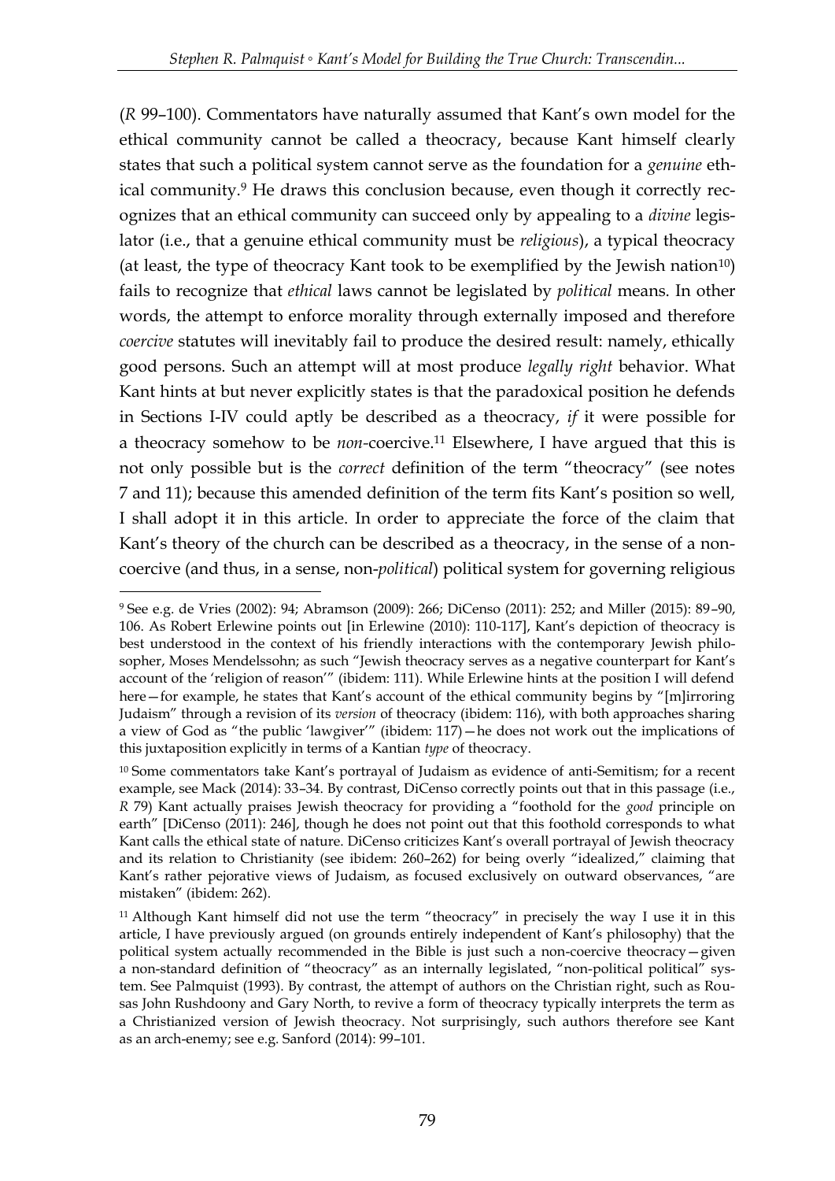(*R* 99–100). Commentators have naturally assumed that Kant's own model for the ethical community cannot be called a theocracy, because Kant himself clearly states that such a political system cannot serve as the foundation for a *genuine* ethical community.[9] He draws this conclusion because, even though it correctly recognizes that an ethical community can succeed only by appealing to a *divine* legislator (i.e., that a genuine ethical community must be *religious*), a typical theocracy (at least, the type of theocracy Kant took to be exemplified by the Jewish nation[10]) fails to recognize that *ethical* laws cannot be legislated by *political* means. In other words, the attempt to enforce morality through externally imposed and therefore *coercive* statutes will inevitably fail to produce the desired result: namely, ethically good persons. Such an attempt will at most produce *legally right* behavior. What Kant hints at but never explicitly states is that the paradoxical position he defends in Sections I-IV could aptly be described as a theocracy, *if* it were possible for a theocracy somehow to be *non*-coercive.[11] Elsewhere, I have argued that this is not only possible but is the *correct* definition of the term "theocracy" (see notes 7 and 11); because this amended definition of the term fits Kant's position so well, I shall adopt it in this article. In order to appreciate the force of the claim that Kant's theory of the church can be described as a theocracy, in the sense of a non-coercive (and thus, in a sense, non-*political*) political system for governing religious

---

[9] See e.g. de Vries (2002): 94; Abramson (2009): 266; DiCenso (2011): 252; and Miller (2015): 89–90, 106. As Robert Erlewine points out [in Erlewine (2010): 110-117], Kant's depiction of theocracy is best understood in the context of his friendly interactions with the contemporary Jewish philosopher, Moses Mendelssohn; as such "Jewish theocracy serves as a negative counterpart for Kant's account of the 'religion of reason'" (ibidem: 111). While Erlewine hints at the position I will defend here—for example, he states that Kant's account of the ethical community begins by "[m]irroring Judaism" through a revision of its *version* of theocracy (ibidem: 116), with both approaches sharing a view of God as "the public 'lawgiver'" (ibidem: 117)—he does not work out the implications of this juxtaposition explicitly in terms of a Kantian *type* of theocracy.

[10] Some commentators take Kant's portrayal of Judaism as evidence of anti-Semitism; for a recent example, see Mack (2014): 33–34. By contrast, DiCenso correctly points out that in this passage (i.e., *R* 79) Kant actually praises Jewish theocracy for providing a "foothold for the *good* principle on earth" [DiCenso (2011): 246], though he does not point out that this foothold corresponds to what Kant calls the ethical state of nature. DiCenso criticizes Kant's overall portrayal of Jewish theocracy and its relation to Christianity (see ibidem: 260–262) for being overly "idealized," claiming that Kant's rather pejorative views of Judaism, as focused exclusively on outward observances, "are mistaken" (ibidem: 262).

[11] Although Kant himself did not use the term "theocracy" in precisely the way I use it in this article, I have previously argued (on grounds entirely independent of Kant's philosophy) that the political system actually recommended in the Bible is just such a non-coercive theocracy—given a non-standard definition of "theocracy" as an internally legislated, "non-political political" system. See Palmquist (1993). By contrast, the attempt of authors on the Christian right, such as Rousas John Rushdoony and Gary North, to revive a form of theocracy typically interprets the term as a Christianized version of Jewish theocracy. Not surprisingly, such authors therefore see Kant as an arch-enemy; see e.g. Sanford (2014): 99–101.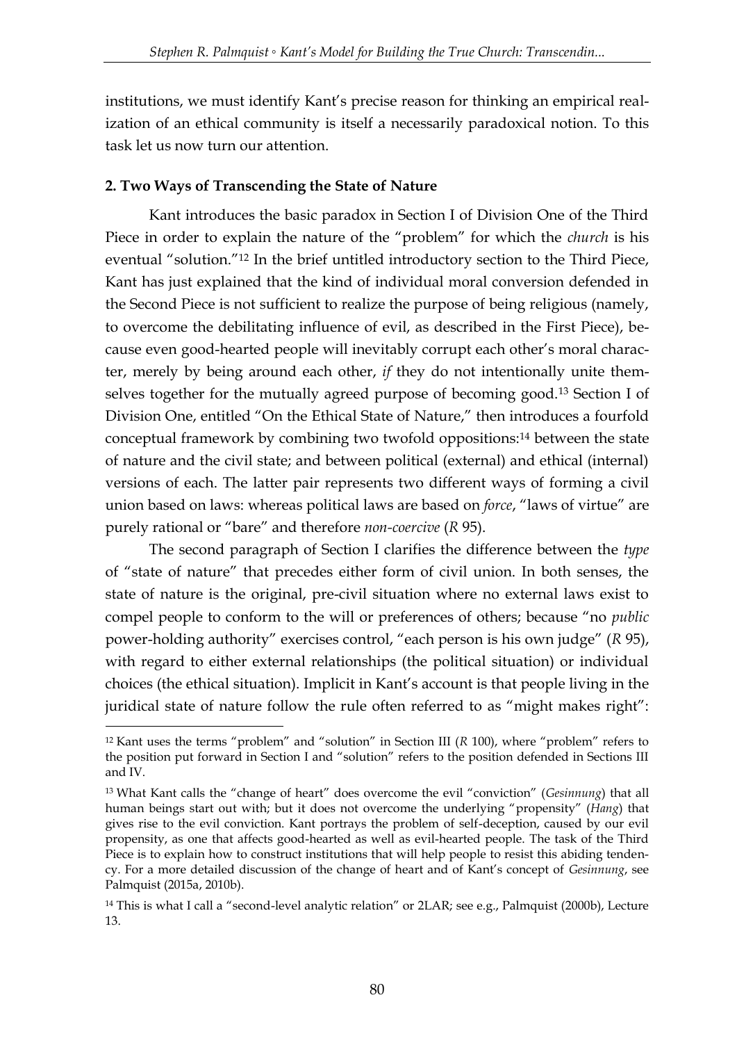institutions, we must identify Kant's precise reason for thinking an empirical realization of an ethical community is itself a necessarily paradoxical notion. To this task let us now turn our attention.

**2. Two Ways of Transcending the State of Nature**

Kant introduces the basic paradox in Section I of Division One of the Third Piece in order to explain the nature of the "problem" for which the *church* is his eventual "solution."[12] In the brief untitled introductory section to the Third Piece, Kant has just explained that the kind of individual moral conversion defended in the Second Piece is not sufficient to realize the purpose of being religious (namely, to overcome the debilitating influence of evil, as described in the First Piece), because even good-hearted people will inevitably corrupt each other's moral character, merely by being around each other, *if* they do not intentionally unite themselves together for the mutually agreed purpose of becoming good.[13] Section I of Division One, entitled "On the Ethical State of Nature," then introduces a fourfold conceptual framework by combining two twofold oppositions:[14] between the state of nature and the civil state; and between political (external) and ethical (internal) versions of each. The latter pair represents two different ways of forming a civil union based on laws: whereas political laws are based on *force*, "laws of virtue" are purely rational or "bare" and therefore *non-coercive* (*R* 95).

The second paragraph of Section I clarifies the difference between the *type* of "state of nature" that precedes either form of civil union. In both senses, the state of nature is the original, pre-civil situation where no external laws exist to compel people to conform to the will or preferences of others; because "no *public* power-holding authority" exercises control, "each person is his own judge" (*R* 95), with regard to either external relationships (the political situation) or individual choices (the ethical situation). Implicit in Kant's account is that people living in the juridical state of nature follow the rule often referred to as "might makes right":

---

[12] Kant uses the terms "problem" and "solution" in Section III (*R* 100), where "problem" refers to the position put forward in Section I and "solution" refers to the position defended in Sections III and IV.

[13] What Kant calls the "change of heart" does overcome the evil "conviction" (*Gesinnung*) that all human beings start out with; but it does not overcome the underlying "propensity" (*Hang*) that gives rise to the evil conviction. Kant portrays the problem of self-deception, caused by our evil propensity, as one that affects good-hearted as well as evil-hearted people. The task of the Third Piece is to explain how to construct institutions that will help people to resist this abiding tendency. For a more detailed discussion of the change of heart and of Kant's concept of *Gesinnung*, see Palmquist (2015a, 2010b).

[14] This is what I call a "second-level analytic relation" or 2LAR; see e.g., Palmquist (2000b), Lecture 13.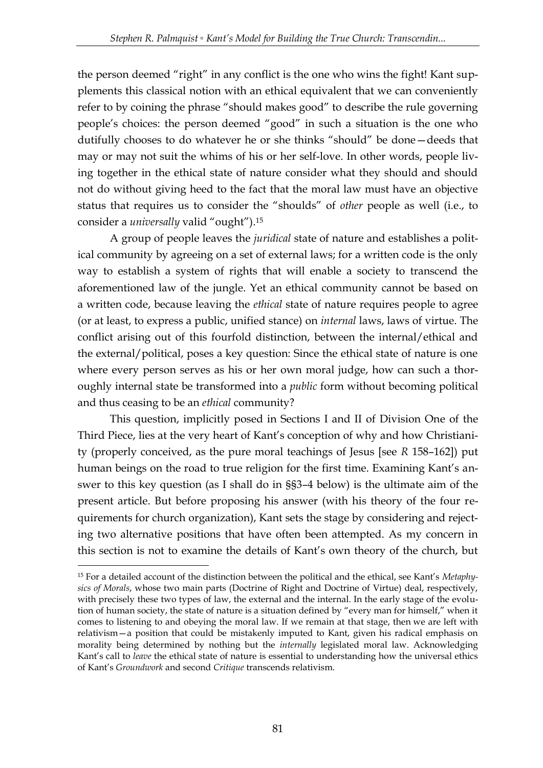the person deemed "right" in any conflict is the one who wins the fight! Kant supplements this classical notion with an ethical equivalent that we can conveniently refer to by coining the phrase "should makes good" to describe the rule governing people's choices: the person deemed "good" in such a situation is the one who dutifully chooses to do whatever he or she thinks "should" be done—deeds that may or may not suit the whims of his or her self-love. In other words, people living together in the ethical state of nature consider what they should and should not do without giving heed to the fact that the moral law must have an objective status that requires us to consider the "shoulds" of *other* people as well (i.e., to consider a *universally* valid "ought").[15]

A group of people leaves the *juridical* state of nature and establishes a political community by agreeing on a set of external laws; for a written code is the only way to establish a system of rights that will enable a society to transcend the aforementioned law of the jungle. Yet an ethical community cannot be based on a written code, because leaving the *ethical* state of nature requires people to agree (or at least, to express a public, unified stance) on *internal* laws, laws of virtue. The conflict arising out of this fourfold distinction, between the internal/ethical and the external/political, poses a key question: Since the ethical state of nature is one where every person serves as his or her own moral judge, how can such a thoroughly internal state be transformed into a *public* form without becoming political and thus ceasing to be an *ethical* community?

This question, implicitly posed in Sections I and II of Division One of the Third Piece, lies at the very heart of Kant's conception of why and how Christianity (properly conceived, as the pure moral teachings of Jesus [see *R* 158–162]) put human beings on the road to true religion for the first time. Examining Kant's answer to this key question (as I shall do in §§3–4 below) is the ultimate aim of the present article. But before proposing his answer (with his theory of the four requirements for church organization), Kant sets the stage by considering and rejecting two alternative positions that have often been attempted. As my concern in this section is not to examine the details of Kant's own theory of the church, but

---

[15] For a detailed account of the distinction between the political and the ethical, see Kant's *Metaphysics of Morals*, whose two main parts (Doctrine of Right and Doctrine of Virtue) deal, respectively, with precisely these two types of law, the external and the internal. In the early stage of the evolution of human society, the state of nature is a situation defined by "every man for himself," when it comes to listening to and obeying the moral law. If we remain at that stage, then we are left with relativism—a position that could be mistakenly imputed to Kant, given his radical emphasis on morality being determined by nothing but the *internally* legislated moral law. Acknowledging Kant's call to *leave* the ethical state of nature is essential to understanding how the universal ethics of Kant's *Groundwork* and second *Critique* transcends relativism.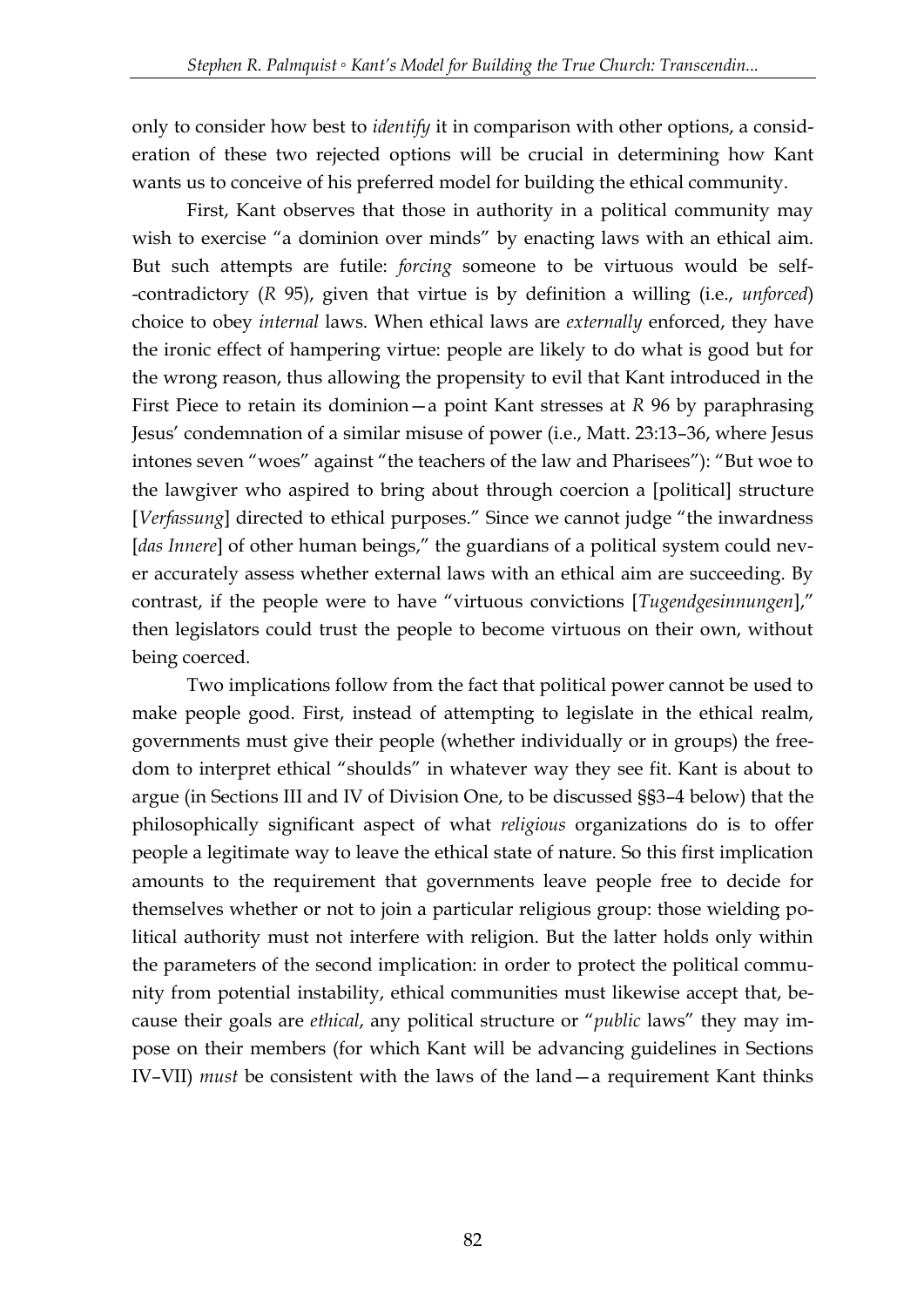only to consider how best to *identify* it in comparison with other options, a consideration of these two rejected options will be crucial in determining how Kant wants us to conceive of his preferred model for building the ethical community.

First, Kant observes that those in authority in a political community may wish to exercise "a dominion over minds" by enacting laws with an ethical aim. But such attempts are futile: *forcing* someone to be virtuous would be self--contradictory (*R* 95), given that virtue is by definition a willing (i.e., *unforced*) choice to obey *internal* laws. When ethical laws are *externally* enforced, they have the ironic effect of hampering virtue: people are likely to do what is good but for the wrong reason, thus allowing the propensity to evil that Kant introduced in the First Piece to retain its dominion—a point Kant stresses at *R* 96 by paraphrasing Jesus' condemnation of a similar misuse of power (i.e., Matt. 23:13–36, where Jesus intones seven "woes" against "the teachers of the law and Pharisees"): "But woe to the lawgiver who aspired to bring about through coercion a [political] structure [*Verfassung*] directed to ethical purposes." Since we cannot judge "the inwardness [*das Innere*] of other human beings," the guardians of a political system could never accurately assess whether external laws with an ethical aim are succeeding. By contrast, if the people were to have "virtuous convictions [*Tugendgesinnungen*]," then legislators could trust the people to become virtuous on their own, without being coerced.

Two implications follow from the fact that political power cannot be used to make people good. First, instead of attempting to legislate in the ethical realm, governments must give their people (whether individually or in groups) the freedom to interpret ethical "shoulds" in whatever way they see fit. Kant is about to argue (in Sections III and IV of Division One, to be discussed §§3–4 below) that the philosophically significant aspect of what *religious* organizations do is to offer people a legitimate way to leave the ethical state of nature. So this first implication amounts to the requirement that governments leave people free to decide for themselves whether or not to join a particular religious group: those wielding political authority must not interfere with religion. But the latter holds only within the parameters of the second implication: in order to protect the political community from potential instability, ethical communities must likewise accept that, because their goals are *ethical*, any political structure or "*public* laws" they may impose on their members (for which Kant will be advancing guidelines in Sections IV–VII) *must* be consistent with the laws of the land—a requirement Kant thinks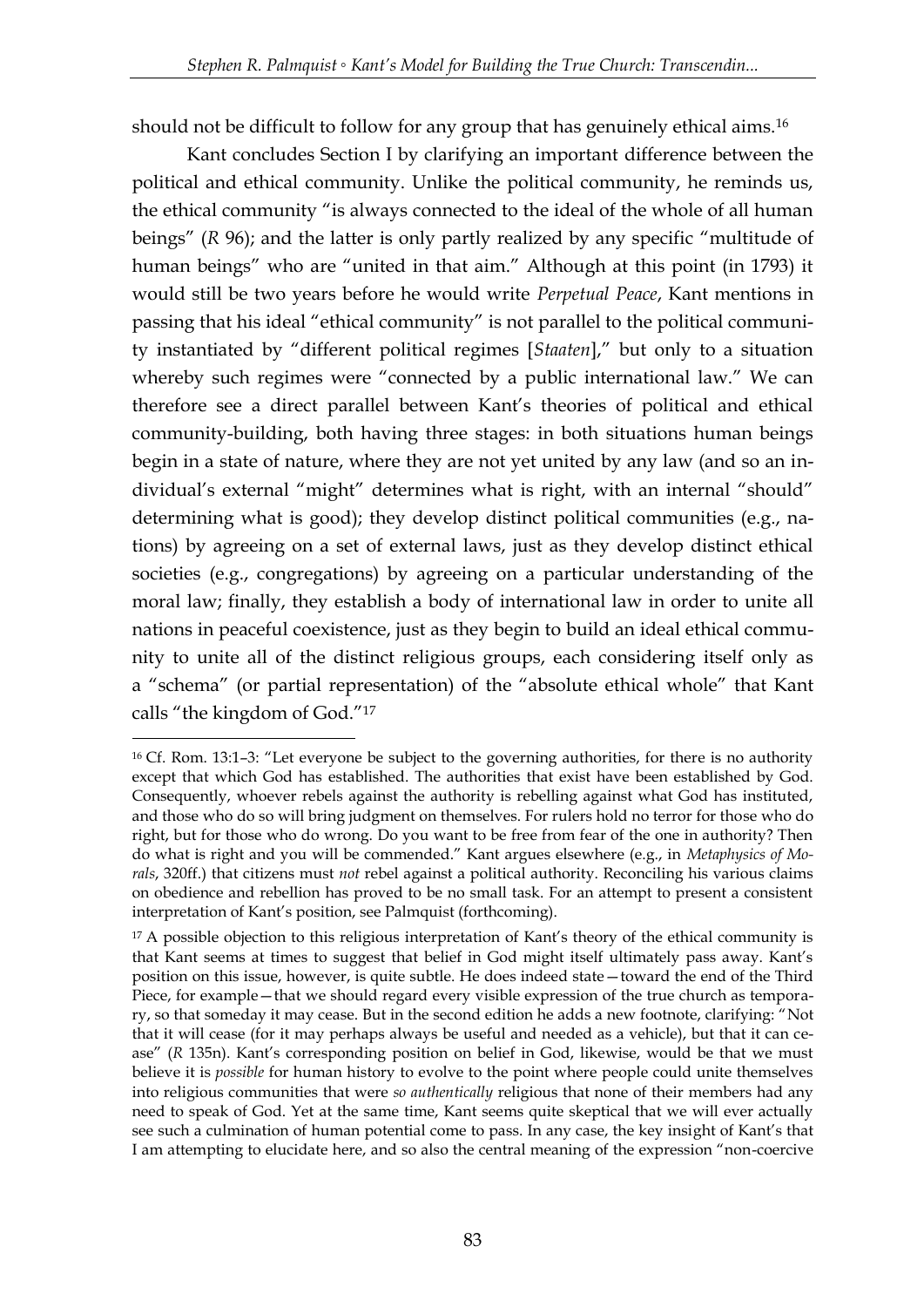should not be difficult to follow for any group that has genuinely ethical aims.[16]

Kant concludes Section I by clarifying an important difference between the political and ethical community. Unlike the political community, he reminds us, the ethical community "is always connected to the ideal of the whole of all human beings" (*R* 96); and the latter is only partly realized by any specific "multitude of human beings" who are "united in that aim." Although at this point (in 1793) it would still be two years before he would write *Perpetual Peace*, Kant mentions in passing that his ideal "ethical community" is not parallel to the political community instantiated by "different political regimes [*Staaten*]," but only to a situation whereby such regimes were "connected by a public international law." We can therefore see a direct parallel between Kant's theories of political and ethical community-building, both having three stages: in both situations human beings begin in a state of nature, where they are not yet united by any law (and so an individual's external "might" determines what is right, with an internal "should" determining what is good); they develop distinct political communities (e.g., nations) by agreeing on a set of external laws, just as they develop distinct ethical societies (e.g., congregations) by agreeing on a particular understanding of the moral law; finally, they establish a body of international law in order to unite all nations in peaceful coexistence, just as they begin to build an ideal ethical community to unite all of the distinct religious groups, each considering itself only as a "schema" (or partial representation) of the "absolute ethical whole" that Kant calls "the kingdom of God."[17]

---

[16] Cf. Rom. 13:1–3: "Let everyone be subject to the governing authorities, for there is no authority except that which God has established. The authorities that exist have been established by God. Consequently, whoever rebels against the authority is rebelling against what God has instituted, and those who do so will bring judgment on themselves. For rulers hold no terror for those who do right, but for those who do wrong. Do you want to be free from fear of the one in authority? Then do what is right and you will be commended." Kant argues elsewhere (e.g., in *Metaphysics of Morals*, 320ff.) that citizens must *not* rebel against a political authority. Reconciling his various claims on obedience and rebellion has proved to be no small task. For an attempt to present a consistent interpretation of Kant's position, see Palmquist (forthcoming).

[17] A possible objection to this religious interpretation of Kant's theory of the ethical community is that Kant seems at times to suggest that belief in God might itself ultimately pass away. Kant's position on this issue, however, is quite subtle. He does indeed state—toward the end of the Third Piece, for example—that we should regard every visible expression of the true church as temporary, so that someday it may cease. But in the second edition he adds a new footnote, clarifying: "Not that it will cease (for it may perhaps always be useful and needed as a vehicle), but that it can cease" (*R* 135n). Kant's corresponding position on belief in God, likewise, would be that we must believe it is *possible* for human history to evolve to the point where people could unite themselves into religious communities that were *so authentically* religious that none of their members had any need to speak of God. Yet at the same time, Kant seems quite skeptical that we will ever actually see such a culmination of human potential come to pass. In any case, the key insight of Kant's that I am attempting to elucidate here, and so also the central meaning of the expression "non-coercive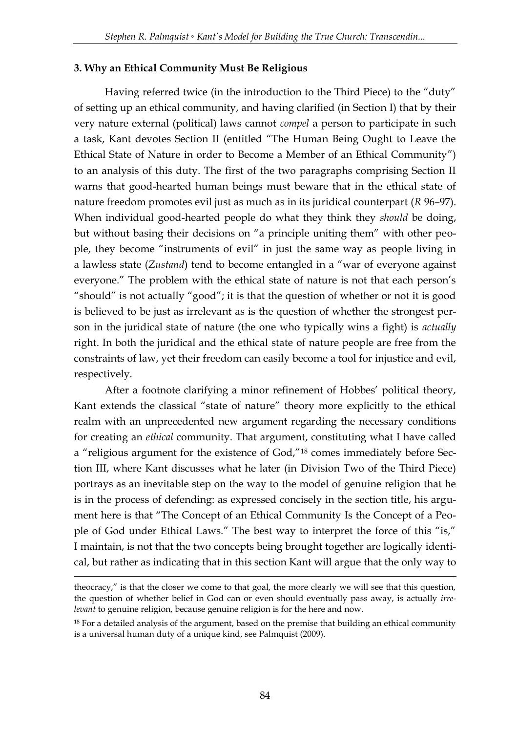### 3. Why an Ethical Community Must Be Religious

Having referred twice (in the introduction to the Third Piece) to the "duty" of setting up an ethical community, and having clarified (in Section I) that by their very nature external (political) laws cannot *compel* a person to participate in such a task, Kant devotes Section II (entitled "The Human Being Ought to Leave the Ethical State of Nature in order to Become a Member of an Ethical Community") to an analysis of this duty. The first of the two paragraphs comprising Section II warns that good-hearted human beings must beware that in the ethical state of nature freedom promotes evil just as much as in its juridical counterpart (*R* 96–97). When individual good-hearted people do what they think they *should* be doing, but without basing their decisions on "a principle uniting them" with other people, they become "instruments of evil" in just the same way as people living in a lawless state (*Zustand*) tend to become entangled in a "war of everyone against everyone." The problem with the ethical state of nature is not that each person's "should" is not actually "good"; it is that the question of whether or not it is good is believed to be just as irrelevant as is the question of whether the strongest person in the juridical state of nature (the one who typically wins a fight) is *actually* right. In both the juridical and the ethical state of nature people are free from the constraints of law, yet their freedom can easily become a tool for injustice and evil, respectively.

After a footnote clarifying a minor refinement of Hobbes' political theory, Kant extends the classical "state of nature" theory more explicitly to the ethical realm with an unprecedented new argument regarding the necessary conditions for creating an *ethical* community. That argument, constituting what I have called a "religious argument for the existence of God,"[18] comes immediately before Section III, where Kant discusses what he later (in Division Two of the Third Piece) portrays as an inevitable step on the way to the model of genuine religion that he is in the process of defending: as expressed concisely in the section title, his argument here is that "The Concept of an Ethical Community Is the Concept of a People of God under Ethical Laws." The best way to interpret the force of this "is," I maintain, is not that the two concepts being brought together are logically identical, but rather as indicating that in this section Kant will argue that the only way to

---

theocracy," is that the closer we come to that goal, the more clearly we will see that this question, the question of whether belief in God can or even should eventually pass away, is actually *irrelevant* to genuine religion, because genuine religion is for the here and now.

[18] For a detailed analysis of the argument, based on the premise that building an ethical community is a universal human duty of a unique kind, see Palmquist (2009).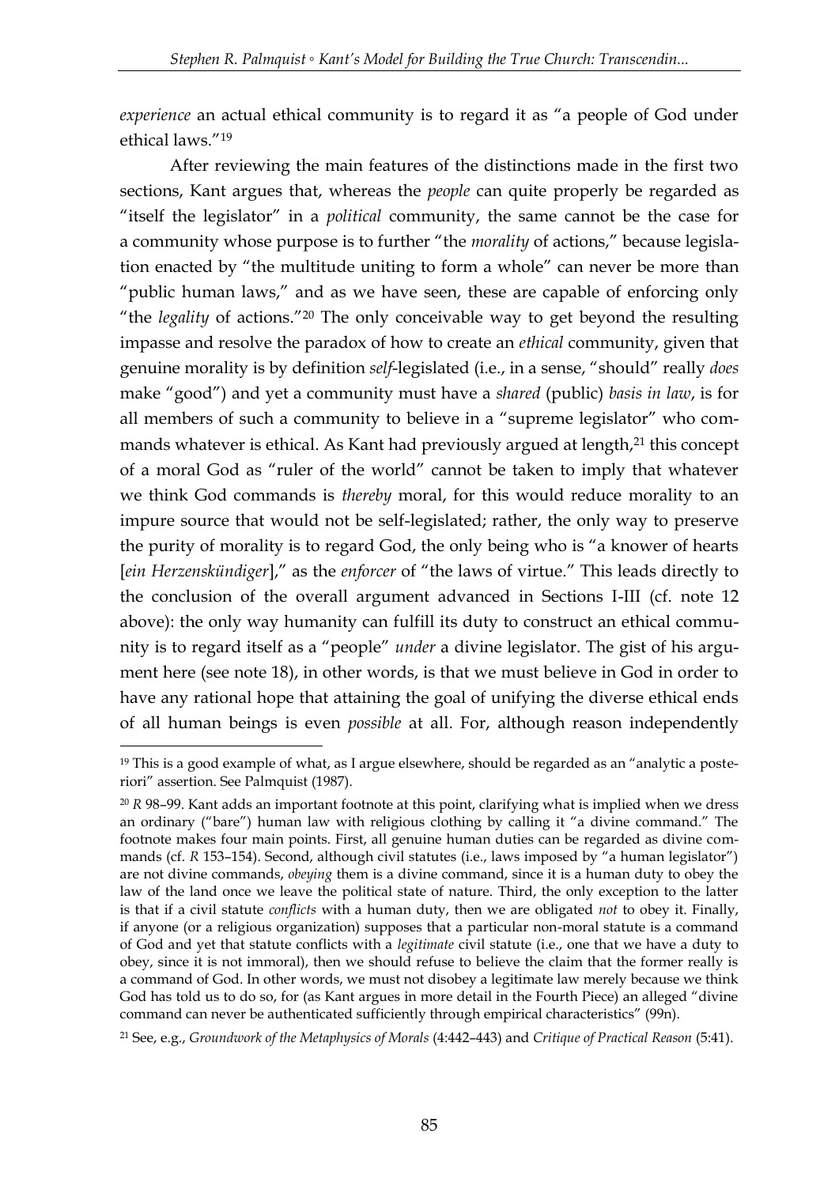*experience* an actual ethical community is to regard it as "a people of God under ethical laws."[19]

After reviewing the main features of the distinctions made in the first two sections, Kant argues that, whereas the *people* can quite properly be regarded as "itself the legislator" in a *political* community, the same cannot be the case for a community whose purpose is to further "the *morality* of actions," because legislation enacted by "the multitude uniting to form a whole" can never be more than "public human laws," and as we have seen, these are capable of enforcing only "the *legality* of actions."[20] The only conceivable way to get beyond the resulting impasse and resolve the paradox of how to create an *ethical* community, given that genuine morality is by definition *self*-legislated (i.e., in a sense, "should" really *does* make "good") and yet a community must have a *shared* (public) *basis in law*, is for all members of such a community to believe in a "supreme legislator" who commands whatever is ethical. As Kant had previously argued at length,[21] this concept of a moral God as "ruler of the world" cannot be taken to imply that whatever we think God commands is *thereby* moral, for this would reduce morality to an impure source that would not be self-legislated; rather, the only way to preserve the purity of morality is to regard God, the only being who is "a knower of hearts [*ein Herzenskündiger*]," as the *enforcer* of "the laws of virtue." This leads directly to the conclusion of the overall argument advanced in Sections I-III (cf. note 12 above): the only way humanity can fulfill its duty to construct an ethical community is to regard itself as a "people" *under* a divine legislator. The gist of his argument here (see note 18), in other words, is that we must believe in God in order to have any rational hope that attaining the goal of unifying the diverse ethical ends of all human beings is even *possible* at all. For, although reason independently

---

[19] This is a good example of what, as I argue elsewhere, should be regarded as an "analytic a posteriori" assertion. See Palmquist (1987).

[20] *R* 98–99. Kant adds an important footnote at this point, clarifying what is implied when we dress an ordinary ("bare") human law with religious clothing by calling it "a divine command." The footnote makes four main points. First, all genuine human duties can be regarded as divine commands (cf. *R* 153–154). Second, although civil statutes (i.e., laws imposed by "a human legislator") are not divine commands, *obeying* them is a divine command, since it is a human duty to obey the law of the land once we leave the political state of nature. Third, the only exception to the latter is that if a civil statute *conflicts* with a human duty, then we are obligated *not* to obey it. Finally, if anyone (or a religious organization) supposes that a particular non-moral statute is a command of God and yet that statute conflicts with a *legitimate* civil statute (i.e., one that we have a duty to obey, since it is not immoral), then we should refuse to believe the claim that the former really is a command of God. In other words, we must not disobey a legitimate law merely because we think God has told us to do so, for (as Kant argues in more detail in the Fourth Piece) an alleged "divine command can never be authenticated sufficiently through empirical characteristics" (99n).

[21] See, e.g., *Groundwork of the Metaphysics of Morals* (4:442–443) and *Critique of Practical Reason* (5:41).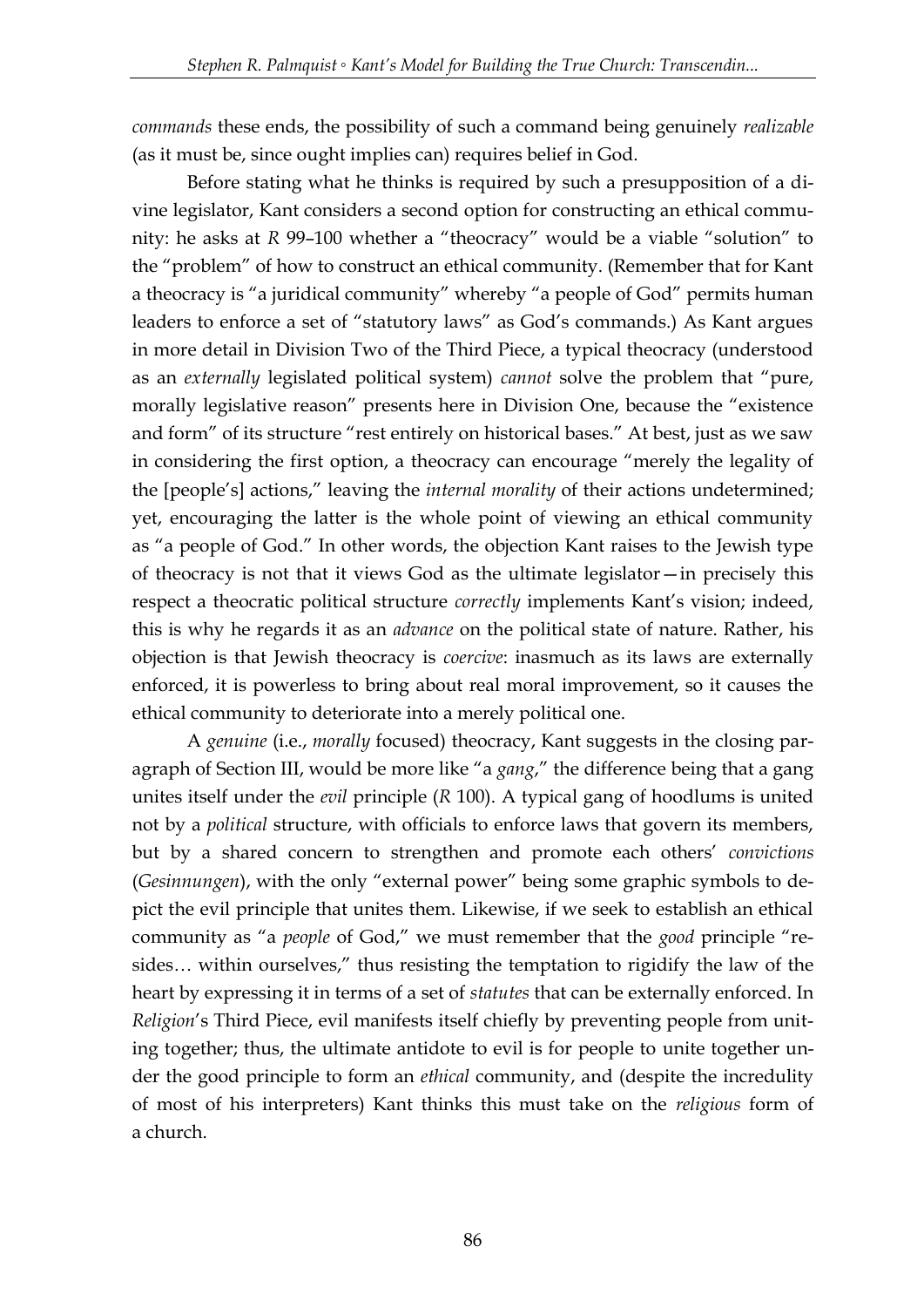*commands* these ends, the possibility of such a command being genuinely *realizable* (as it must be, since ought implies can) requires belief in God.

Before stating what he thinks is required by such a presupposition of a divine legislator, Kant considers a second option for constructing an ethical community: he asks at *R* 99–100 whether a "theocracy" would be a viable "solution" to the "problem" of how to construct an ethical community. (Remember that for Kant a theocracy is "a juridical community" whereby "a people of God" permits human leaders to enforce a set of "statutory laws" as God's commands.) As Kant argues in more detail in Division Two of the Third Piece, a typical theocracy (understood as an *externally* legislated political system) *cannot* solve the problem that "pure, morally legislative reason" presents here in Division One, because the "existence and form" of its structure "rest entirely on historical bases." At best, just as we saw in considering the first option, a theocracy can encourage "merely the legality of the [people's] actions," leaving the *internal morality* of their actions undetermined; yet, encouraging the latter is the whole point of viewing an ethical community as "a people of God." In other words, the objection Kant raises to the Jewish type of theocracy is not that it views God as the ultimate legislator—in precisely this respect a theocratic political structure *correctly* implements Kant's vision; indeed, this is why he regards it as an *advance* on the political state of nature. Rather, his objection is that Jewish theocracy is *coercive*: inasmuch as its laws are externally enforced, it is powerless to bring about real moral improvement, so it causes the ethical community to deteriorate into a merely political one.

A *genuine* (i.e., *morally* focused) theocracy, Kant suggests in the closing paragraph of Section III, would be more like "a *gang*," the difference being that a gang unites itself under the *evil* principle (*R* 100). A typical gang of hoodlums is united not by a *political* structure, with officials to enforce laws that govern its members, but by a shared concern to strengthen and promote each others' *convictions* (*Gesinnungen*), with the only "external power" being some graphic symbols to depict the evil principle that unites them. Likewise, if we seek to establish an ethical community as "a *people* of God," we must remember that the *good* principle "resides… within ourselves," thus resisting the temptation to rigidify the law of the heart by expressing it in terms of a set of *statutes* that can be externally enforced. In *Religion*'s Third Piece, evil manifests itself chiefly by preventing people from uniting together; thus, the ultimate antidote to evil is for people to unite together under the good principle to form an *ethical* community, and (despite the incredulity of most of his interpreters) Kant thinks this must take on the *religious* form of a church.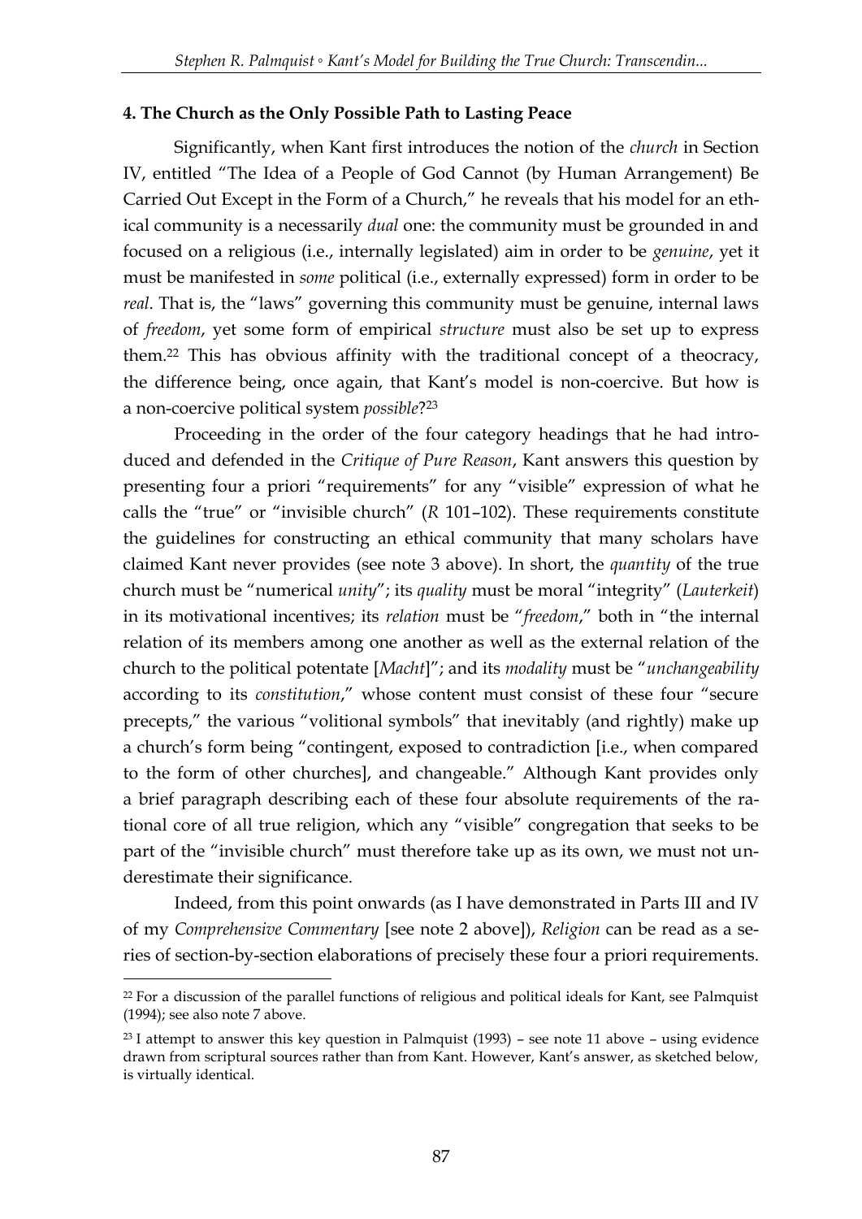#### 4. The Church as the Only Possible Path to Lasting Peace

Significantly, when Kant first introduces the notion of the *church* in Section IV, entitled "The Idea of a People of God Cannot (by Human Arrangement) Be Carried Out Except in the Form of a Church," he reveals that his model for an ethical community is a necessarily *dual* one: the community must be grounded in and focused on a religious (i.e., internally legislated) aim in order to be *genuine*, yet it must be manifested in *some* political (i.e., externally expressed) form in order to be *real*. That is, the "laws" governing this community must be genuine, internal laws of *freedom*, yet some form of empirical *structure* must also be set up to express them.[22] This has obvious affinity with the traditional concept of a theocracy, the difference being, once again, that Kant's model is non-coercive. But how is a non-coercive political system *possible*?[23]

Proceeding in the order of the four category headings that he had introduced and defended in the *Critique of Pure Reason*, Kant answers this question by presenting four a priori "requirements" for any "visible" expression of what he calls the "true" or "invisible church" (*R* 101–102). These requirements constitute the guidelines for constructing an ethical community that many scholars have claimed Kant never provides (see note 3 above). In short, the *quantity* of the true church must be "numerical *unity*"; its *quality* must be moral "integrity" (*Lauterkeit*) in its motivational incentives; its *relation* must be "*freedom*," both in "the internal relation of its members among one another as well as the external relation of the church to the political potentate [*Macht*]"; and its *modality* must be "*unchangeability* according to its *constitution*," whose content must consist of these four "secure precepts," the various "volitional symbols" that inevitably (and rightly) make up a church's form being "contingent, exposed to contradiction [i.e., when compared to the form of other churches], and changeable." Although Kant provides only a brief paragraph describing each of these four absolute requirements of the rational core of all true religion, which any "visible" congregation that seeks to be part of the "invisible church" must therefore take up as its own, we must not underestimate their significance.

Indeed, from this point onwards (as I have demonstrated in Parts III and IV of my *Comprehensive Commentary* [see note 2 above]), *Religion* can be read as a series of section-by-section elaborations of precisely these four a priori requirements.

---

[22] For a discussion of the parallel functions of religious and political ideals for Kant, see Palmquist (1994); see also note 7 above.

[23] I attempt to answer this key question in Palmquist (1993) – see note 11 above – using evidence drawn from scriptural sources rather than from Kant. However, Kant's answer, as sketched below, is virtually identical.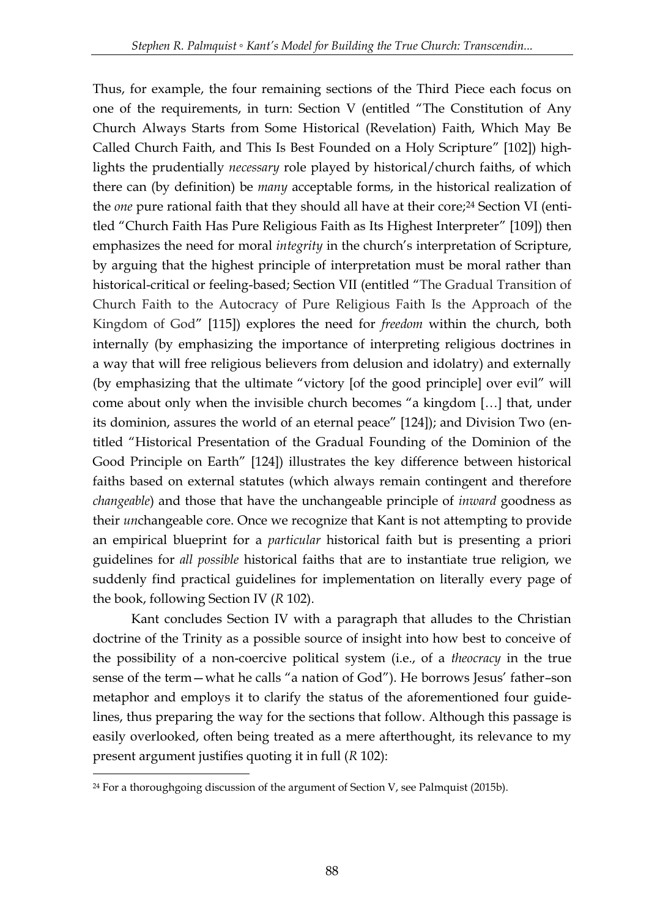Thus, for example, the four remaining sections of the Third Piece each focus on one of the requirements, in turn: Section V (entitled "The Constitution of Any Church Always Starts from Some Historical (Revelation) Faith, Which May Be Called Church Faith, and This Is Best Founded on a Holy Scripture" [102]) highlights the prudentially *necessary* role played by historical/church faiths, of which there can (by definition) be *many* acceptable forms, in the historical realization of the *one* pure rational faith that they should all have at their core;[24] Section VI (entitled "Church Faith Has Pure Religious Faith as Its Highest Interpreter" [109]) then emphasizes the need for moral *integrity* in the church's interpretation of Scripture, by arguing that the highest principle of interpretation must be moral rather than historical-critical or feeling-based; Section VII (entitled "The Gradual Transition of Church Faith to the Autocracy of Pure Religious Faith Is the Approach of the Kingdom of God" [115]) explores the need for *freedom* within the church, both internally (by emphasizing the importance of interpreting religious doctrines in a way that will free religious believers from delusion and idolatry) and externally (by emphasizing that the ultimate "victory [of the good principle] over evil" will come about only when the invisible church becomes "a kingdom […] that, under its dominion, assures the world of an eternal peace" [124]); and Division Two (entitled "Historical Presentation of the Gradual Founding of the Dominion of the Good Principle on Earth" [124]) illustrates the key difference between historical faiths based on external statutes (which always remain contingent and therefore *changeable*) and those that have the unchangeable principle of *inward* goodness as their *un*changeable core. Once we recognize that Kant is not attempting to provide an empirical blueprint for a *particular* historical faith but is presenting a priori guidelines for *all possible* historical faiths that are to instantiate true religion, we suddenly find practical guidelines for implementation on literally every page of the book, following Section IV (*R* 102).

Kant concludes Section IV with a paragraph that alludes to the Christian doctrine of the Trinity as a possible source of insight into how best to conceive of the possibility of a non-coercive political system (i.e., of a *theocracy* in the true sense of the term—what he calls "a nation of God"). He borrows Jesus' father–son metaphor and employs it to clarify the status of the aforementioned four guidelines, thus preparing the way for the sections that follow. Although this passage is easily overlooked, often being treated as a mere afterthought, its relevance to my present argument justifies quoting it in full (*R* 102):

[24] For a thoroughgoing discussion of the argument of Section V, see Palmquist (2015b).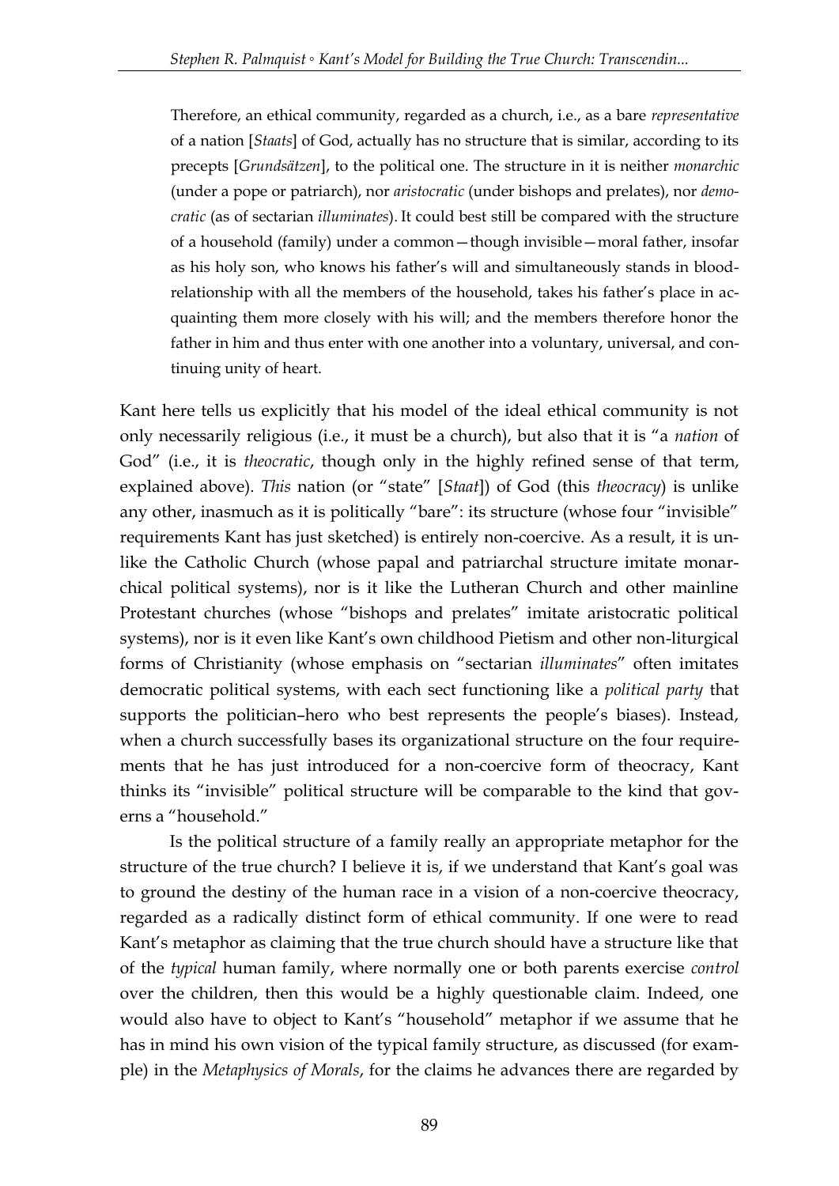> Therefore, an ethical community, regarded as a church, i.e., as a bare *representative* of a nation [*Staats*] of God, actually has no structure that is similar, according to its precepts [*Grundsätzen*], to the political one. The structure in it is neither *monarchic* (under a pope or patriarch), nor *aristocratic* (under bishops and prelates), nor *democratic* (as of sectarian *illuminates*). It could best still be compared with the structure of a household (family) under a common—though invisible—moral father, insofar as his holy son, who knows his father's will and simultaneously stands in blood-relationship with all the members of the household, takes his father's place in acquainting them more closely with his will; and the members therefore honor the father in him and thus enter with one another into a voluntary, universal, and continuing unity of heart.

Kant here tells us explicitly that his model of the ideal ethical community is not only necessarily religious (i.e., it must be a church), but also that it is "a *nation* of God" (i.e., it is *theocratic*, though only in the highly refined sense of that term, explained above). *This* nation (or "state" [*Staat*]) of God (this *theocracy*) is unlike any other, inasmuch as it is politically "bare": its structure (whose four "invisible" requirements Kant has just sketched) is entirely non-coercive. As a result, it is unlike the Catholic Church (whose papal and patriarchal structure imitate monarchical political systems), nor is it like the Lutheran Church and other mainline Protestant churches (whose "bishops and prelates" imitate aristocratic political systems), nor is it even like Kant's own childhood Pietism and other non-liturgical forms of Christianity (whose emphasis on "sectarian *illuminates*" often imitates democratic political systems, with each sect functioning like a *political party* that supports the politician–hero who best represents the people's biases). Instead, when a church successfully bases its organizational structure on the four requirements that he has just introduced for a non-coercive form of theocracy, Kant thinks its "invisible" political structure will be comparable to the kind that governs a "household."

Is the political structure of a family really an appropriate metaphor for the structure of the true church? I believe it is, if we understand that Kant's goal was to ground the destiny of the human race in a vision of a non-coercive theocracy, regarded as a radically distinct form of ethical community. If one were to read Kant's metaphor as claiming that the true church should have a structure like that of the *typical* human family, where normally one or both parents exercise *control* over the children, then this would be a highly questionable claim. Indeed, one would also have to object to Kant's "household" metaphor if we assume that he has in mind his own vision of the typical family structure, as discussed (for example) in the *Metaphysics of Morals*, for the claims he advances there are regarded by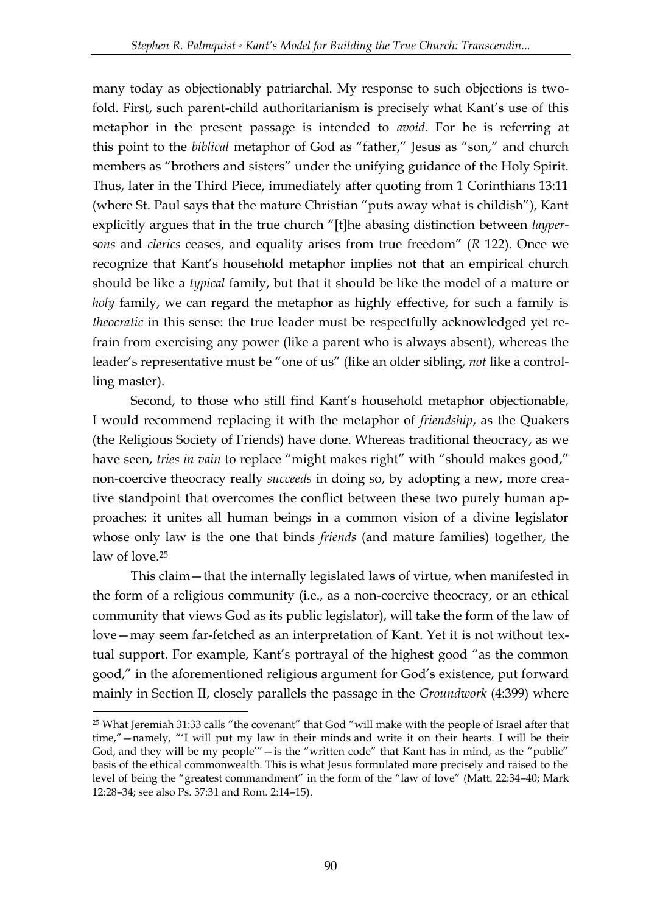many today as objectionably patriarchal. My response to such objections is twofold. First, such parent-child authoritarianism is precisely what Kant's use of this metaphor in the present passage is intended to *avoid*. For he is referring at this point to the *biblical* metaphor of God as "father," Jesus as "son," and church members as "brothers and sisters" under the unifying guidance of the Holy Spirit. Thus, later in the Third Piece, immediately after quoting from 1 Corinthians 13:11 (where St. Paul says that the mature Christian "puts away what is childish"), Kant explicitly argues that in the true church "[t]he abasing distinction between *laypersons* and *clerics* ceases, and equality arises from true freedom" (*R* 122). Once we recognize that Kant's household metaphor implies not that an empirical church should be like a *typical* family, but that it should be like the model of a mature or *holy* family, we can regard the metaphor as highly effective, for such a family is *theocratic* in this sense: the true leader must be respectfully acknowledged yet refrain from exercising any power (like a parent who is always absent), whereas the leader's representative must be "one of us" (like an older sibling, *not* like a controlling master).

Second, to those who still find Kant's household metaphor objectionable, I would recommend replacing it with the metaphor of *friendship*, as the Quakers (the Religious Society of Friends) have done. Whereas traditional theocracy, as we have seen, *tries in vain* to replace "might makes right" with "should makes good," non-coercive theocracy really *succeeds* in doing so, by adopting a new, more creative standpoint that overcomes the conflict between these two purely human approaches: it unites all human beings in a common vision of a divine legislator whose only law is the one that binds *friends* (and mature families) together, the law of love.[25]

This claim—that the internally legislated laws of virtue, when manifested in the form of a religious community (i.e., as a non-coercive theocracy, or an ethical community that views God as its public legislator), will take the form of the law of love—may seem far-fetched as an interpretation of Kant. Yet it is not without textual support. For example, Kant's portrayal of the highest good "as the common good," in the aforementioned religious argument for God's existence, put forward mainly in Section II, closely parallels the passage in the *Groundwork* (4:399) where

---

[25] What Jeremiah 31:33 calls "the covenant" that God "will make with the people of Israel after that time,"—namely, "'I will put my law in their minds and write it on their hearts. I will be their God, and they will be my people'"—is the "written code" that Kant has in mind, as the "public" basis of the ethical commonwealth. This is what Jesus formulated more precisely and raised to the level of being the "greatest commandment" in the form of the "law of love" (Matt. 22:34–40; Mark 12:28–34; see also Ps. 37:31 and Rom. 2:14–15).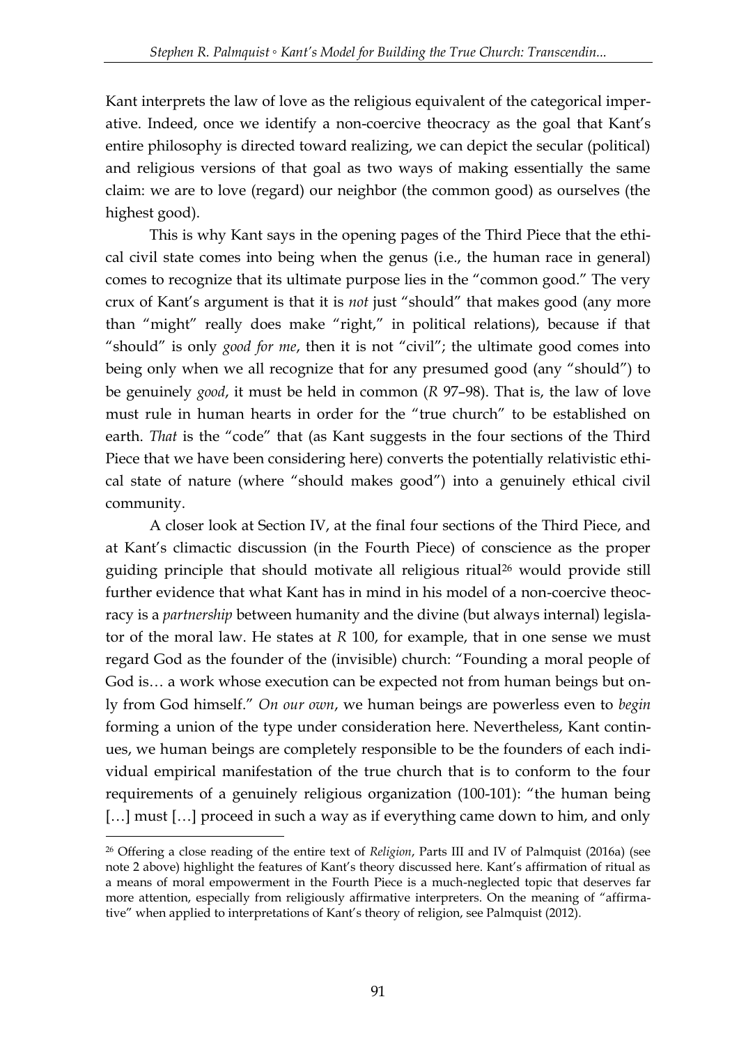Kant interprets the law of love as the religious equivalent of the categorical imperative. Indeed, once we identify a non-coercive theocracy as the goal that Kant's entire philosophy is directed toward realizing, we can depict the secular (political) and religious versions of that goal as two ways of making essentially the same claim: we are to love (regard) our neighbor (the common good) as ourselves (the highest good).

This is why Kant says in the opening pages of the Third Piece that the ethical civil state comes into being when the genus (i.e., the human race in general) comes to recognize that its ultimate purpose lies in the "common good." The very crux of Kant's argument is that it is *not* just "should" that makes good (any more than "might" really does make "right," in political relations), because if that "should" is only *good for me*, then it is not "civil"; the ultimate good comes into being only when we all recognize that for any presumed good (any "should") to be genuinely *good*, it must be held in common (*R* 97–98). That is, the law of love must rule in human hearts in order for the "true church" to be established on earth. *That* is the "code" that (as Kant suggests in the four sections of the Third Piece that we have been considering here) converts the potentially relativistic ethical state of nature (where "should makes good") into a genuinely ethical civil community.

A closer look at Section IV, at the final four sections of the Third Piece, and at Kant's climactic discussion (in the Fourth Piece) of conscience as the proper guiding principle that should motivate all religious ritual[26] would provide still further evidence that what Kant has in mind in his model of a non-coercive theocracy is a *partnership* between humanity and the divine (but always internal) legislator of the moral law. He states at *R* 100, for example, that in one sense we must regard God as the founder of the (invisible) church: "Founding a moral people of God is… a work whose execution can be expected not from human beings but only from God himself." *On our own*, we human beings are powerless even to *begin* forming a union of the type under consideration here. Nevertheless, Kant continues, we human beings are completely responsible to be the founders of each individual empirical manifestation of the true church that is to conform to the four requirements of a genuinely religious organization (100-101): "the human being […] must […] proceed in such a way as if everything came down to him, and only

[26] Offering a close reading of the entire text of *Religion*, Parts III and IV of Palmquist (2016a) (see note 2 above) highlight the features of Kant's theory discussed here. Kant's affirmation of ritual as a means of moral empowerment in the Fourth Piece is a much-neglected topic that deserves far more attention, especially from religiously affirmative interpreters. On the meaning of "affirmative" when applied to interpretations of Kant's theory of religion, see Palmquist (2012).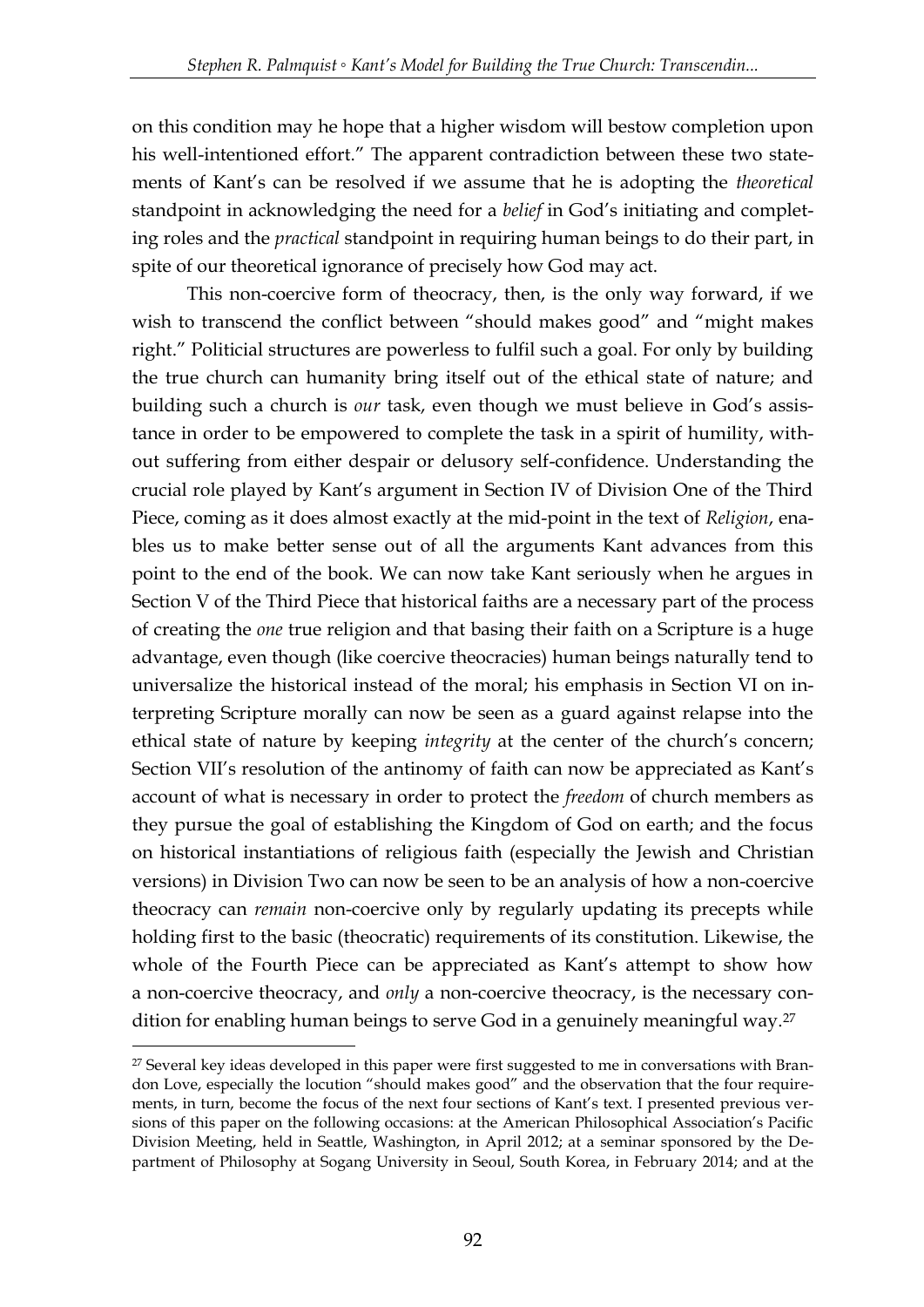on this condition may he hope that a higher wisdom will bestow completion upon his well-intentioned effort." The apparent contradiction between these two statements of Kant's can be resolved if we assume that he is adopting the *theoretical* standpoint in acknowledging the need for a *belief* in God's initiating and completing roles and the *practical* standpoint in requiring human beings to do their part, in spite of our theoretical ignorance of precisely how God may act.

This non-coercive form of theocracy, then, is the only way forward, if we wish to transcend the conflict between "should makes good" and "might makes right." Politicial structures are powerless to fulfil such a goal. For only by building the true church can humanity bring itself out of the ethical state of nature; and building such a church is *our* task, even though we must believe in God's assistance in order to be empowered to complete the task in a spirit of humility, without suffering from either despair or delusory self-confidence. Understanding the crucial role played by Kant's argument in Section IV of Division One of the Third Piece, coming as it does almost exactly at the mid-point in the text of *Religion*, enables us to make better sense out of all the arguments Kant advances from this point to the end of the book. We can now take Kant seriously when he argues in Section V of the Third Piece that historical faiths are a necessary part of the process of creating the *one* true religion and that basing their faith on a Scripture is a huge advantage, even though (like coercive theocracies) human beings naturally tend to universalize the historical instead of the moral; his emphasis in Section VI on interpreting Scripture morally can now be seen as a guard against relapse into the ethical state of nature by keeping *integrity* at the center of the church's concern; Section VII's resolution of the antinomy of faith can now be appreciated as Kant's account of what is necessary in order to protect the *freedom* of church members as they pursue the goal of establishing the Kingdom of God on earth; and the focus on historical instantiations of religious faith (especially the Jewish and Christian versions) in Division Two can now be seen to be an analysis of how a non-coercive theocracy can *remain* non-coercive only by regularly updating its precepts while holding first to the basic (theocratic) requirements of its constitution. Likewise, the whole of the Fourth Piece can be appreciated as Kant's attempt to show how a non-coercive theocracy, and *only* a non-coercive theocracy, is the necessary condition for enabling human beings to serve God in a genuinely meaningful way.[27]

---

[27] Several key ideas developed in this paper were first suggested to me in conversations with Brandon Love, especially the locution "should makes good" and the observation that the four requirements, in turn, become the focus of the next four sections of Kant's text. I presented previous versions of this paper on the following occasions: at the American Philosophical Association's Pacific Division Meeting, held in Seattle, Washington, in April 2012; at a seminar sponsored by the Department of Philosophy at Sogang University in Seoul, South Korea, in February 2014; and at the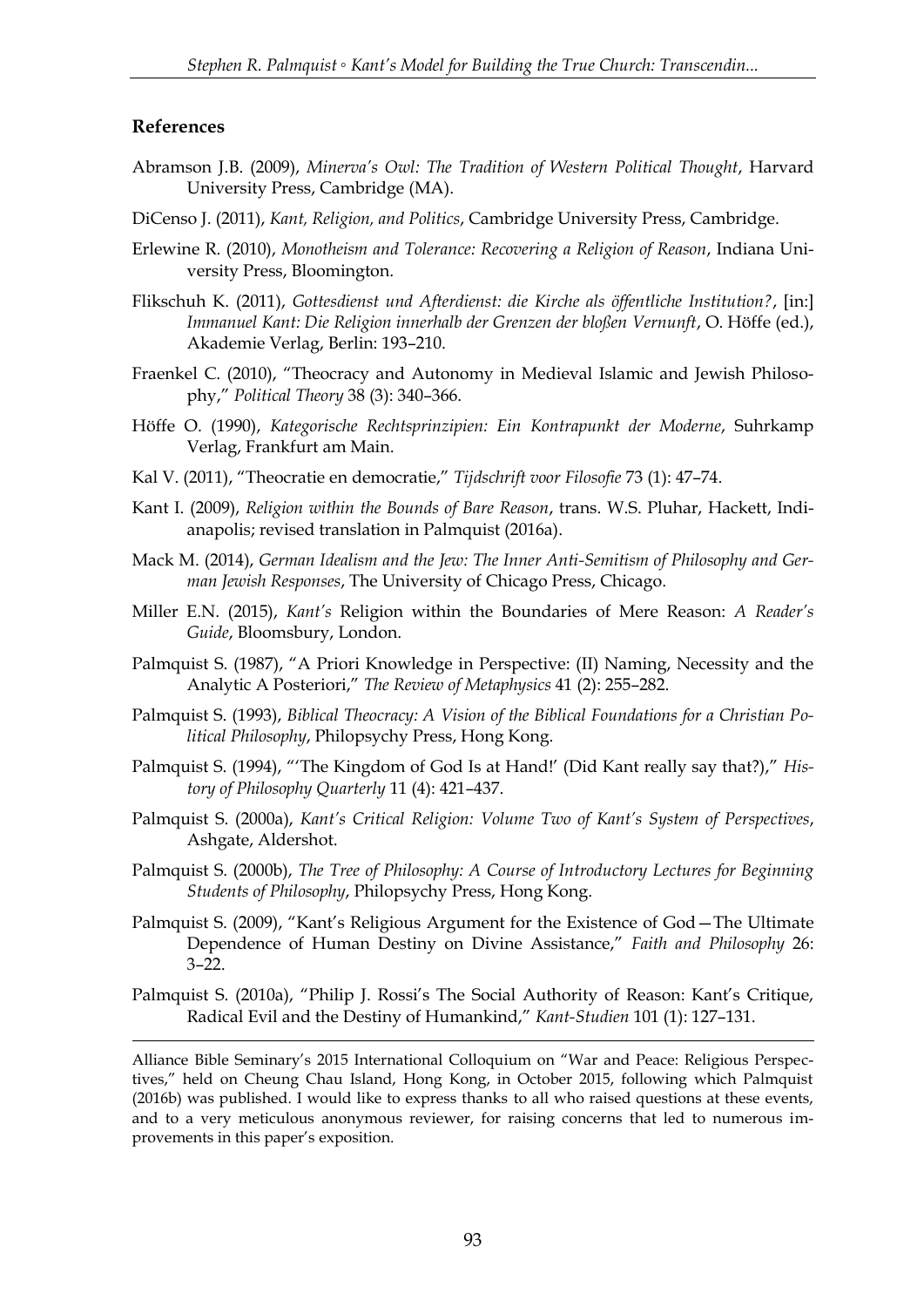## References

Abramson J.B. (2009), *Minerva's Owl: The Tradition of Western Political Thought*, Harvard University Press, Cambridge (MA).

DiCenso J. (2011), *Kant, Religion, and Politics*, Cambridge University Press, Cambridge.

Erlewine R. (2010), *Monotheism and Tolerance: Recovering a Religion of Reason*, Indiana University Press, Bloomington.

Flikschuh K. (2011), *Gottesdienst und Afterdienst: die Kirche als öffentliche Institution?*, [in:] *Immanuel Kant: Die Religion innerhalb der Grenzen der bloßen Vernunft*, O. Höffe (ed.), Akademie Verlag, Berlin: 193–210.

Fraenkel C. (2010), "Theocracy and Autonomy in Medieval Islamic and Jewish Philosophy," *Political Theory* 38 (3): 340–366.

Höffe O. (1990), *Kategorische Rechtsprinzipien: Ein Kontrapunkt der Moderne*, Suhrkamp Verlag, Frankfurt am Main.

Kal V. (2011), "Theocratie en democratie," *Tijdschrift voor Filosofie* 73 (1): 47–74.

Kant I. (2009), *Religion within the Bounds of Bare Reason*, trans. W.S. Pluhar, Hackett, Indianapolis; revised translation in Palmquist (2016a).

Mack M. (2014), *German Idealism and the Jew: The Inner Anti-Semitism of Philosophy and German Jewish Responses*, The University of Chicago Press, Chicago.

Miller E.N. (2015), *Kant's* Religion within the Boundaries of Mere Reason: *A Reader's Guide*, Bloomsbury, London.

Palmquist S. (1987), "A Priori Knowledge in Perspective: (II) Naming, Necessity and the Analytic A Posteriori," *The Review of Metaphysics* 41 (2): 255–282.

Palmquist S. (1993), *Biblical Theocracy: A Vision of the Biblical Foundations for a Christian Political Philosophy*, Philopsychy Press, Hong Kong.

Palmquist S. (1994), "'The Kingdom of God Is at Hand!' (Did Kant really say that?)," *History of Philosophy Quarterly* 11 (4): 421–437.

Palmquist S. (2000a), *Kant's Critical Religion: Volume Two of Kant's System of Perspectives*, Ashgate, Aldershot.

Palmquist S. (2000b), *The Tree of Philosophy: A Course of Introductory Lectures for Beginning Students of Philosophy*, Philopsychy Press, Hong Kong.

Palmquist S. (2009), "Kant's Religious Argument for the Existence of God—The Ultimate Dependence of Human Destiny on Divine Assistance," *Faith and Philosophy* 26: 3–22.

Palmquist S. (2010a), "Philip J. Rossi's The Social Authority of Reason: Kant's Critique, Radical Evil and the Destiny of Humankind," *Kant-Studien* 101 (1): 127–131.

---

Alliance Bible Seminary's 2015 International Colloquium on "War and Peace: Religious Perspectives," held on Cheung Chau Island, Hong Kong, in October 2015, following which Palmquist (2016b) was published. I would like to express thanks to all who raised questions at these events, and to a very meticulous anonymous reviewer, for raising concerns that led to numerous improvements in this paper's exposition.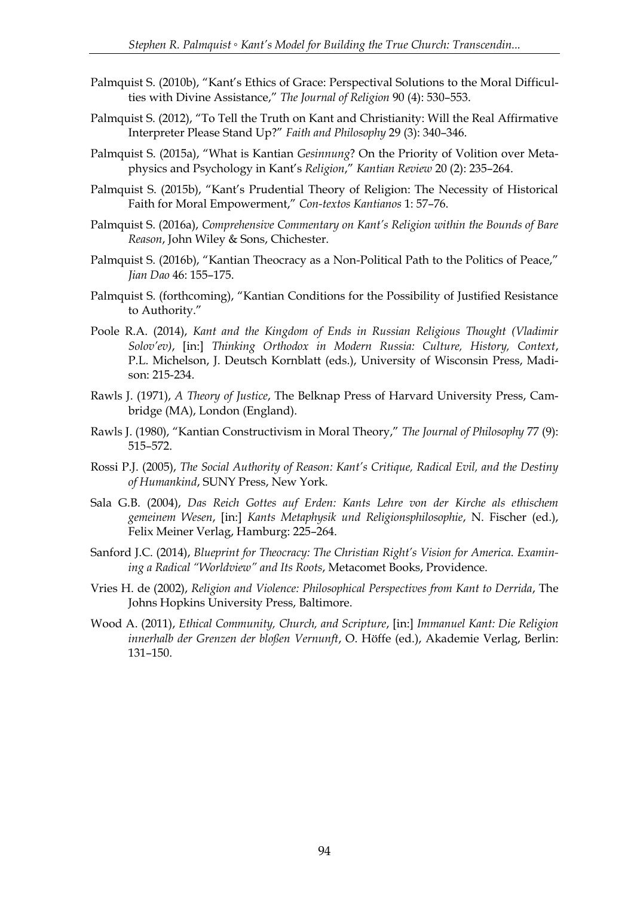Palmquist S. (2010b), "Kant's Ethics of Grace: Perspectival Solutions to the Moral Difficulties with Divine Assistance," *The Journal of Religion* 90 (4): 530–553.

Palmquist S. (2012), "To Tell the Truth on Kant and Christianity: Will the Real Affirmative Interpreter Please Stand Up?" *Faith and Philosophy* 29 (3): 340–346.

Palmquist S. (2015a), "What is Kantian *Gesinnung*? On the Priority of Volition over Metaphysics and Psychology in Kant's *Religion*," *Kantian Review* 20 (2): 235–264.

Palmquist S. (2015b), "Kant's Prudential Theory of Religion: The Necessity of Historical Faith for Moral Empowerment," *Con-textos Kantianos* 1: 57–76.

Palmquist S. (2016a), *Comprehensive Commentary on Kant's Religion within the Bounds of Bare Reason*, John Wiley & Sons, Chichester.

Palmquist S. (2016b), "Kantian Theocracy as a Non-Political Path to the Politics of Peace," *Jian Dao* 46: 155–175.

Palmquist S. (forthcoming), "Kantian Conditions for the Possibility of Justified Resistance to Authority."

Poole R.A. (2014), *Kant and the Kingdom of Ends in Russian Religious Thought (Vladimir Solov'ev)*, [in:] *Thinking Orthodox in Modern Russia: Culture, History, Context*, P.L. Michelson, J. Deutsch Kornblatt (eds.), University of Wisconsin Press, Madison: 215-234.

Rawls J. (1971), *A Theory of Justice*, The Belknap Press of Harvard University Press, Cambridge (MA), London (England).

Rawls J. (1980), "Kantian Constructivism in Moral Theory," *The Journal of Philosophy* 77 (9): 515–572.

Rossi P.J. (2005), *The Social Authority of Reason: Kant's Critique, Radical Evil, and the Destiny of Humankind*, SUNY Press, New York.

Sala G.B. (2004), *Das Reich Gottes auf Erden: Kants Lehre von der Kirche als ethischem gemeinem Wesen*, [in:] *Kants Metaphysik und Religionsphilosophie*, N. Fischer (ed.), Felix Meiner Verlag, Hamburg: 225–264.

Sanford J.C. (2014), *Blueprint for Theocracy: The Christian Right's Vision for America. Examining a Radical "Worldview" and Its Roots*, Metacomet Books, Providence.

Vries H. de (2002), *Religion and Violence: Philosophical Perspectives from Kant to Derrida*, The Johns Hopkins University Press, Baltimore.

Wood A. (2011), *Ethical Community, Church, and Scripture*, [in:] *Immanuel Kant: Die Religion innerhalb der Grenzen der bloßen Vernunft*, O. Höffe (ed.), Akademie Verlag, Berlin: 131–150.